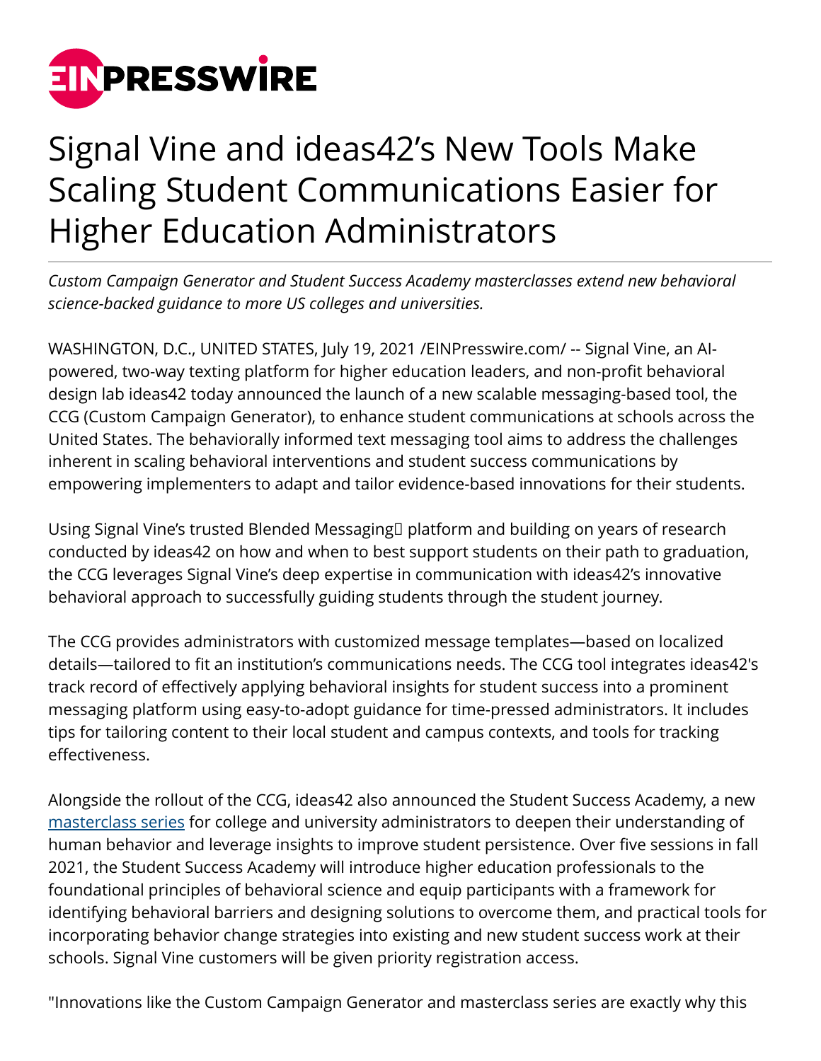# Signal Vine and ideas42's New Tools Make Scaling Student Communications Easier for Higher Education Administrators

*Custom Campaign Generator and Student Success Academy masterclasses extend new behavioral science-backed guidance to more US colleges and universities.*

WASHINGTON, D.C., UNITED STATES, July 19, 2021 /EINPresswire.com/ -- Signal Vine, an AI-powered, two-way texting platform for higher education leaders, and non-profit behavioral design lab ideas42 today announced the launch of a new scalable messaging-based tool, the CCG (Custom Campaign Generator), to enhance student communications at schools across the United States. The behaviorally informed text messaging tool aims to address the challenges inherent in scaling behavioral interventions and student success communications by empowering implementers to adapt and tailor evidence-based innovations for their students.

Using Signal Vine's trusted Blended Messaging platform and building on years of research conducted by ideas42 on how and when to best support students on their path to graduation, the CCG leverages Signal Vine's deep expertise in communication with ideas42's innovative behavioral approach to successfully guiding students through the student journey.

The CCG provides administrators with customized message templates—based on localized details—tailored to fit an institution's communications needs. The CCG tool integrates ideas42's track record of effectively applying behavioral insights for student success into a prominent messaging platform using easy-to-adopt guidance for time-pressed administrators. It includes tips for tailoring content to their local student and campus contexts, and tools for tracking effectiveness.

Alongside the rollout of the CCG, ideas42 also announced the Student Success Academy, a new masterclass series for college and university administrators to deepen their understanding of human behavior and leverage insights to improve student persistence. Over five sessions in fall 2021, the Student Success Academy will introduce higher education professionals to the foundational principles of behavioral science and equip participants with a framework for identifying behavioral barriers and designing solutions to overcome them, and practical tools for incorporating behavior change strategies into existing and new student success work at their schools. Signal Vine customers will be given priority registration access.

"Innovations like the Custom Campaign Generator and masterclass series are exactly why this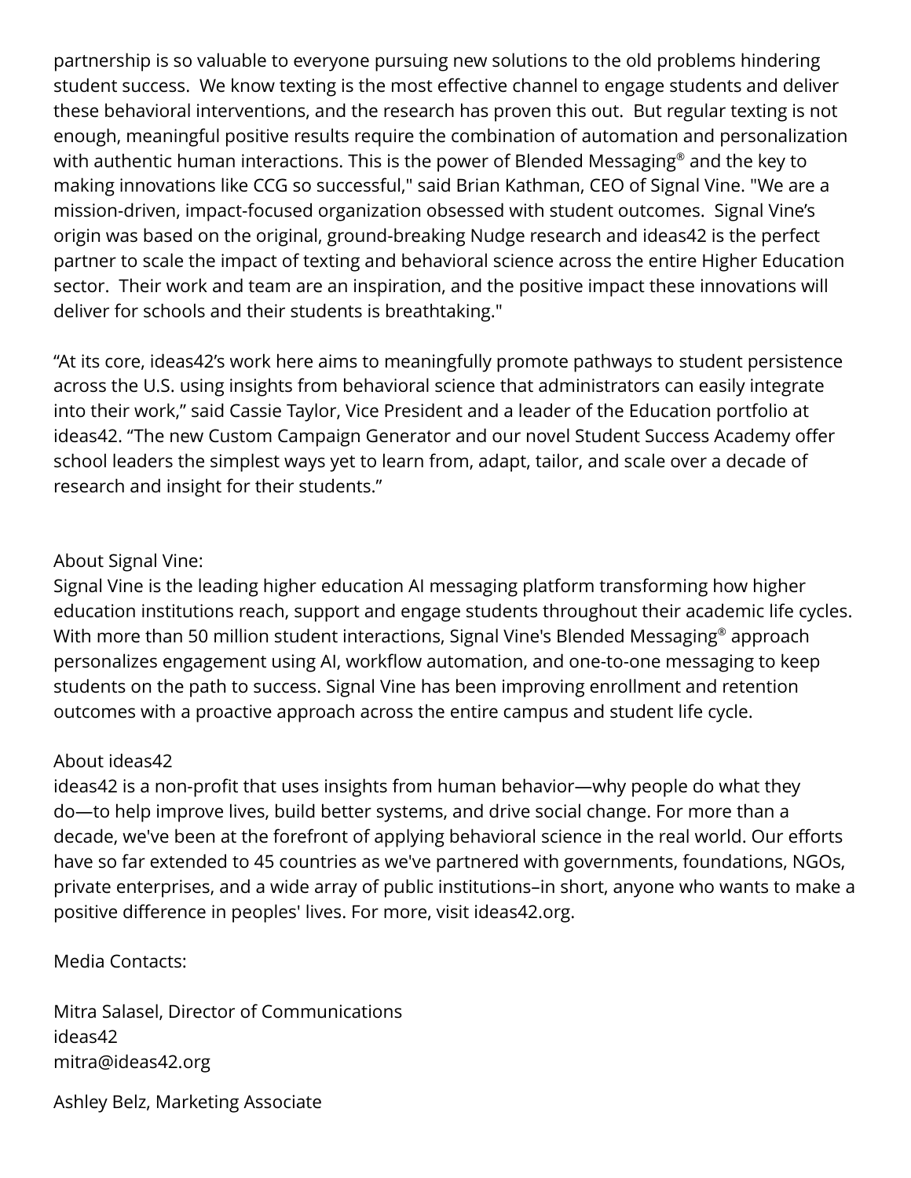partnership is so valuable to everyone pursuing new solutions to the old problems hindering student success. We know texting is the most effective channel to engage students and deliver these behavioral interventions, and the research has proven this out. But regular texting is not enough, meaningful positive results require the combination of automation and personalization with authentic human interactions. This is the power of Blended Messaging® and the key to making innovations like CCG so successful," said Brian Kathman, CEO of Signal Vine. "We are a mission-driven, impact-focused organization obsessed with student outcomes. Signal Vine's origin was based on the original, ground-breaking Nudge research and ideas42 is the perfect partner to scale the impact of texting and behavioral science across the entire Higher Education sector. Their work and team are an inspiration, and the positive impact these innovations will deliver for schools and their students is breathtaking."

"At its core, ideas42's work here aims to meaningfully promote pathways to student persistence across the U.S. using insights from behavioral science that administrators can easily integrate into their work," said Cassie Taylor, Vice President and a leader of the Education portfolio at ideas42. "The new Custom Campaign Generator and our novel Student Success Academy offer school leaders the simplest ways yet to learn from, adapt, tailor, and scale over a decade of research and insight for their students."

About Signal Vine:
Signal Vine is the leading higher education AI messaging platform transforming how higher education institutions reach, support and engage students throughout their academic life cycles. With more than 50 million student interactions, Signal Vine's Blended Messaging® approach personalizes engagement using AI, workflow automation, and one-to-one messaging to keep students on the path to success. Signal Vine has been improving enrollment and retention outcomes with a proactive approach across the entire campus and student life cycle.

About ideas42
ideas42 is a non-profit that uses insights from human behavior—why people do what they do—to help improve lives, build better systems, and drive social change. For more than a decade, we've been at the forefront of applying behavioral science in the real world. Our efforts have so far extended to 45 countries as we've partnered with governments, foundations, NGOs, private enterprises, and a wide array of public institutions–in short, anyone who wants to make a positive difference in peoples' lives. For more, visit ideas42.org.

Media Contacts:

Mitra Salasel, Director of Communications
ideas42
mitra@ideas42.org

Ashley Belz, Marketing Associate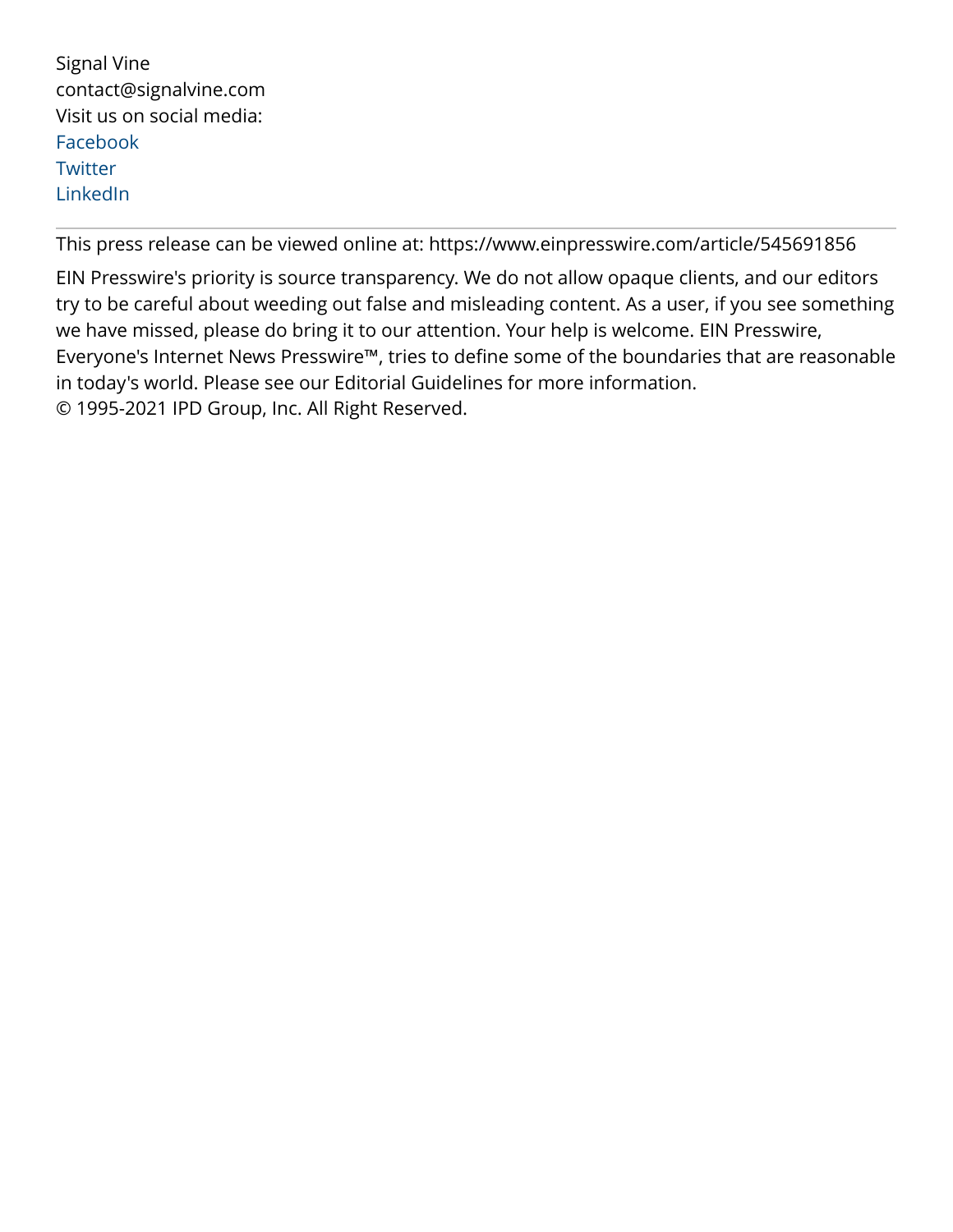Signal Vine
contact@signalvine.com
Visit us on social media:
Facebook
Twitter
LinkedIn

---

This press release can be viewed online at: https://www.einpresswire.com/article/545691856

EIN Presswire's priority is source transparency. We do not allow opaque clients, and our editors try to be careful about weeding out false and misleading content. As a user, if you see something we have missed, please do bring it to our attention. Your help is welcome. EIN Presswire, Everyone's Internet News Presswire™, tries to define some of the boundaries that are reasonable in today's world. Please see our Editorial Guidelines for more information.
© 1995-2021 IPD Group, Inc. All Right Reserved.